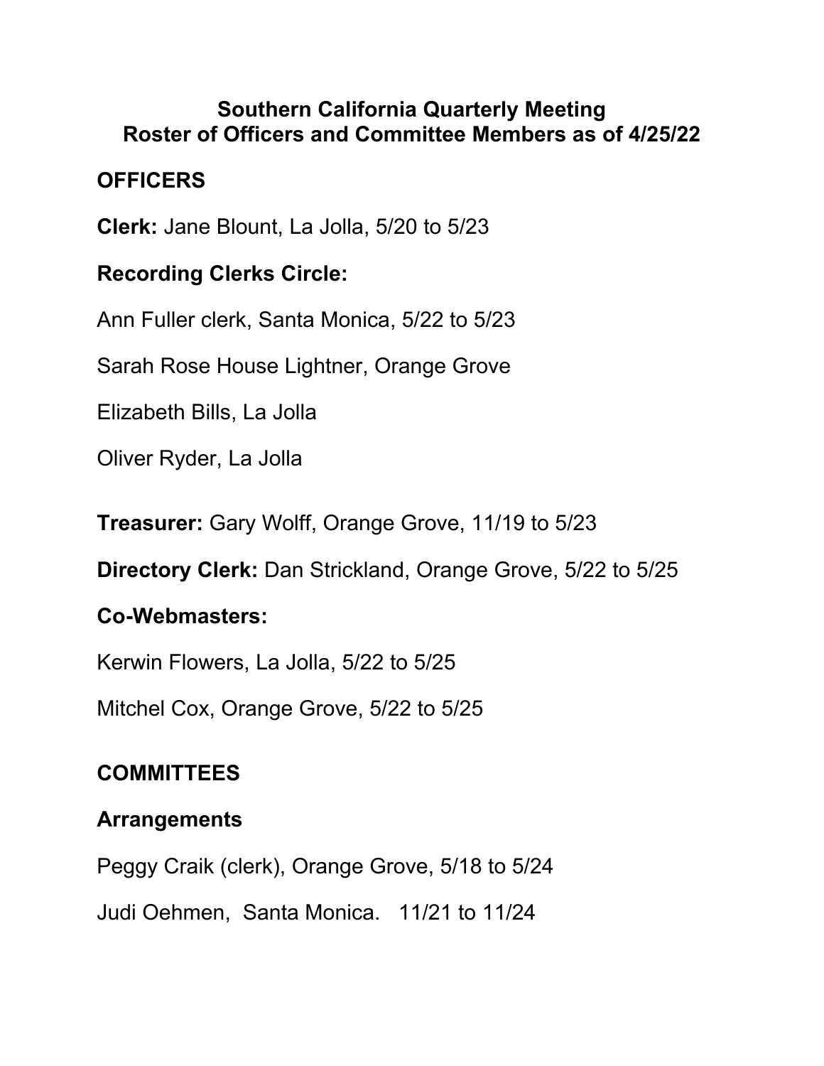# Southern California Quarterly Meeting
# Roster of Officers and Committee Members as of 4/25/22

## OFFICERS

**Clerk:** Jane Blount, La Jolla, 5/20 to 5/23

**Recording Clerks Circle:**

Ann Fuller clerk, Santa Monica, 5/22 to 5/23

Sarah Rose House Lightner, Orange Grove

Elizabeth Bills, La Jolla

Oliver Ryder, La Jolla

**Treasurer:** Gary Wolff, Orange Grove, 11/19 to 5/23

**Directory Clerk:** Dan Strickland, Orange Grove, 5/22 to 5/25

**Co-Webmasters:**

Kerwin Flowers, La Jolla, 5/22 to 5/25

Mitchel Cox, Orange Grove, 5/22 to 5/25

## COMMITTEES

### Arrangements

Peggy Craik (clerk), Orange Grove, 5/18 to 5/24

Judi Oehmen, Santa Monica. 11/21 to 11/24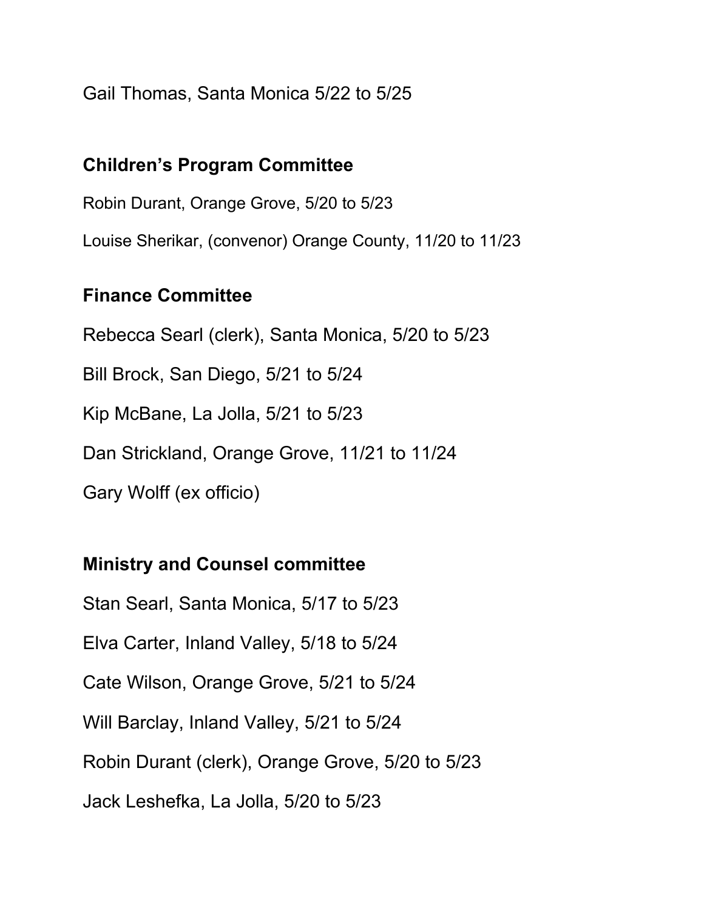Gail Thomas, Santa Monica 5/22 to 5/25

### Children's Program Committee

Robin Durant, Orange Grove, 5/20 to 5/23

Louise Sherikar, (convenor) Orange County, 11/20 to 11/23

### Finance Committee

Rebecca Searl (clerk), Santa Monica, 5/20 to 5/23

Bill Brock, San Diego, 5/21 to 5/24

Kip McBane, La Jolla, 5/21 to 5/23

Dan Strickland, Orange Grove, 11/21 to 11/24

Gary Wolff (ex officio)

### Ministry and Counsel committee

Stan Searl, Santa Monica, 5/17 to 5/23

Elva Carter, Inland Valley, 5/18 to 5/24

Cate Wilson, Orange Grove, 5/21 to 5/24

Will Barclay, Inland Valley, 5/21 to 5/24

Robin Durant (clerk), Orange Grove, 5/20 to 5/23

Jack Leshefka, La Jolla, 5/20 to 5/23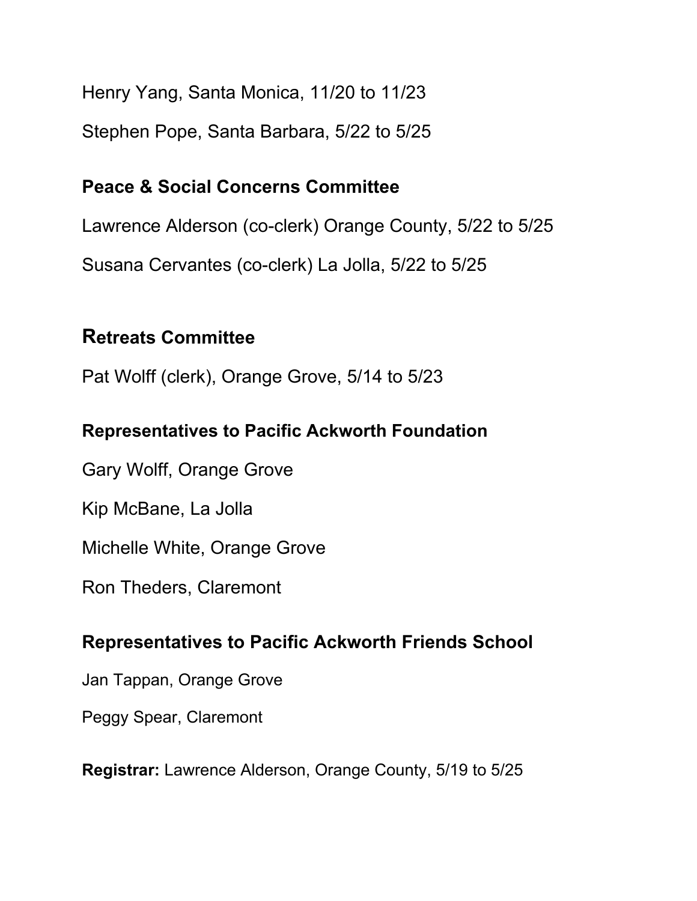Henry Yang, Santa Monica, 11/20 to 11/23

Stephen Pope, Santa Barbara, 5/22 to 5/25

**Peace & Social Concerns Committee**

Lawrence Alderson (co-clerk) Orange County, 5/22 to 5/25

Susana Cervantes (co-clerk) La Jolla, 5/22 to 5/25

**Retreats Committee**

Pat Wolff (clerk), Orange Grove, 5/14 to 5/23

**Representatives to Pacific Ackworth Foundation**

Gary Wolff, Orange Grove

Kip McBane, La Jolla

Michelle White, Orange Grove

Ron Theders, Claremont

**Representatives to Pacific Ackworth Friends School**

Jan Tappan, Orange Grove

Peggy Spear, Claremont

**Registrar:** Lawrence Alderson, Orange County, 5/19 to 5/25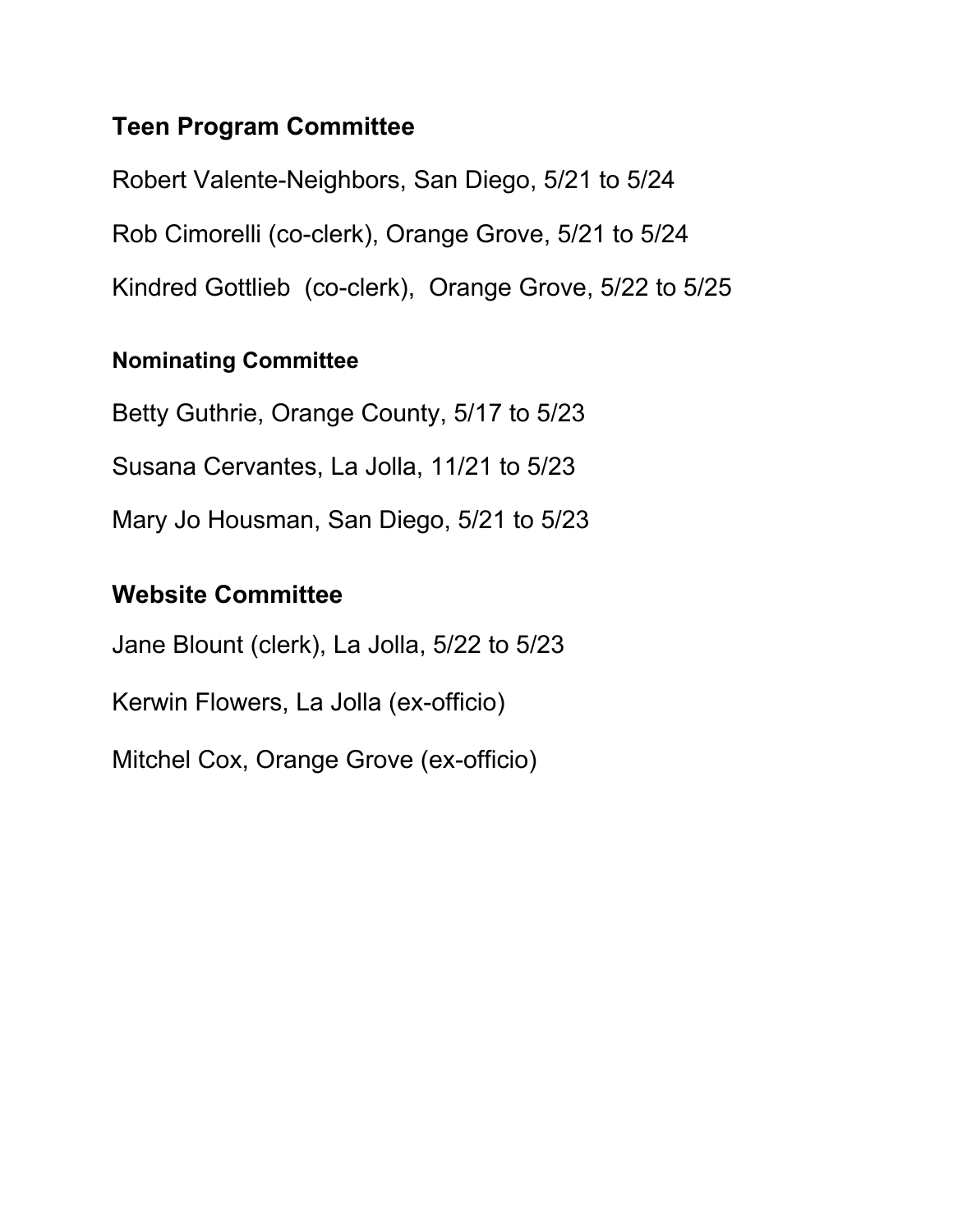## Teen Program Committee

Robert Valente-Neighbors, San Diego, 5/21 to 5/24

Rob Cimorelli (co-clerk), Orange Grove, 5/21 to 5/24

Kindred Gottlieb (co-clerk), Orange Grove, 5/22 to 5/25

### Nominating Committee

Betty Guthrie, Orange County, 5/17 to 5/23

Susana Cervantes, La Jolla, 11/21 to 5/23

Mary Jo Housman, San Diego, 5/21 to 5/23

## Website Committee

Jane Blount (clerk), La Jolla, 5/22 to 5/23

Kerwin Flowers, La Jolla (ex-officio)

Mitchel Cox, Orange Grove (ex-officio)